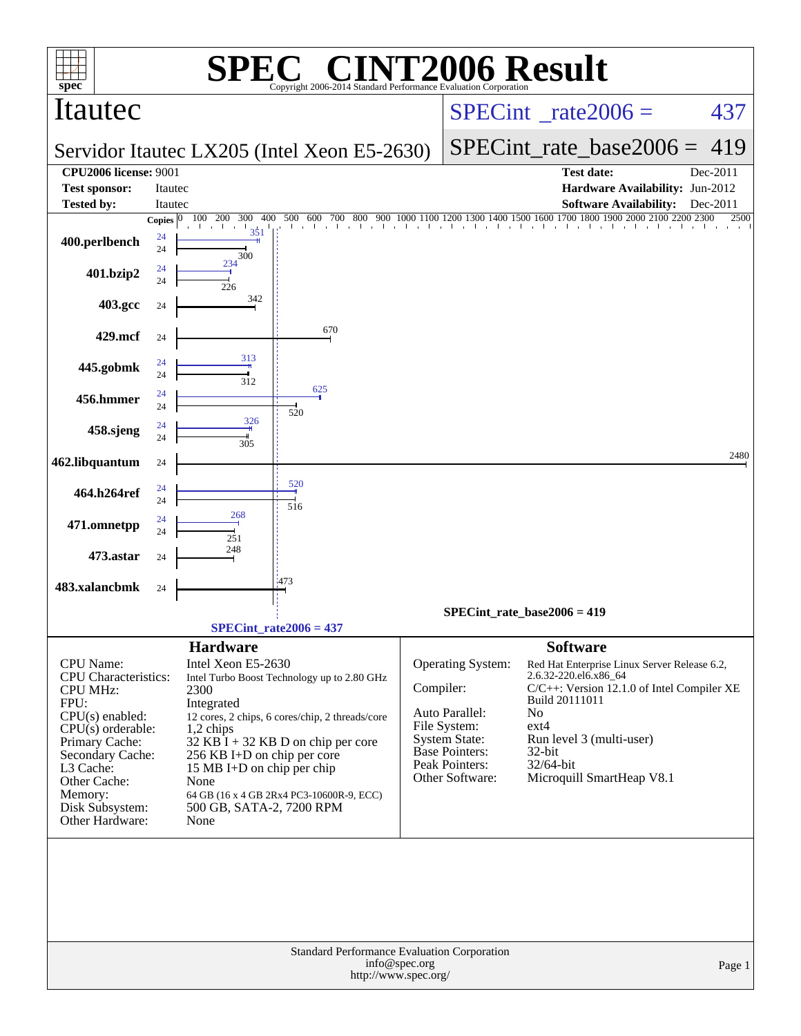# SPEC® CINT2006 Result

Copyright 2006-2014 Standard Performance Evaluation Corporation

## Itautec

**Servidor Itautec LX205 (Intel Xeon E5-2630)**

SPECint_rate2006 = 437

SPECint_rate_base2006 = 419

| | | | |
|---|---|---|---|
| **CPU2006 license:** 9001 | | **Test date:** | Dec-2011 |
| **Test sponsor:** | Itautec | **Hardware Availability:** | Jun-2012 |
| **Tested by:** | Itautec | **Software Availability:** | Dec-2011 |

| Benchmark | Copies (peak) | Peak | Copies (base) | Base |
|---|---|---|---|---|
| 400.perlbench | 24 | 351 | 24 | 300 |
| 401.bzip2 | 24 | 234 | 24 | 226 |
| 403.gcc | | | 24 | 342 |
| 429.mcf | | | 24 | 670 |
| 445.gobmk | 24 | 313 | 24 | 312 |
| 456.hmmer | 24 | 625 | 24 | 520 |
| 458.sjeng | 24 | 326 | 24 | 305 |
| 462.libquantum | | | 24 | 2480 |
| 464.h264ref | 24 | 520 | 24 | 516 |
| 471.omnetpp | 24 | 268 | 24 | 251 |
| 473.astar | | | 24 | 248 |
| 483.xalancbmk | | | 24 | 473 |

SPECint_rate_base2006 = 419

SPECint_rate2006 = 437

### Hardware

| | |
|---|---|
| CPU Name: | Intel Xeon E5-2630 |
| CPU Characteristics: | Intel Turbo Boost Technology up to 2.80 GHz |
| CPU MHz: | 2300 |
| FPU: | Integrated |
| CPU(s) enabled: | 12 cores, 2 chips, 6 cores/chip, 2 threads/core |
| CPU(s) orderable: | 1,2 chips |
| Primary Cache: | 32 KB I + 32 KB D on chip per core |
| Secondary Cache: | 256 KB I+D on chip per core |
| L3 Cache: | 15 MB I+D on chip per chip |
| Other Cache: | None |
| Memory: | 64 GB (16 x 4 GB 2Rx4 PC3-10600R-9, ECC) |
| Disk Subsystem: | 500 GB, SATA-2, 7200 RPM |
| Other Hardware: | None |

### Software

| | |
|---|---|
| Operating System: | Red Hat Enterprise Linux Server Release 6.2, 2.6.32-220.el6.x86_64 |
| Compiler: | C/C++: Version 12.1.0 of Intel Compiler XE Build 20111011 |
| Auto Parallel: | No |
| File System: | ext4 |
| System State: | Run level 3 (multi-user) |
| Base Pointers: | 32-bit |
| Peak Pointers: | 32/64-bit |
| Other Software: | Microquill SmartHeap V8.1 |

Standard Performance Evaluation Corporation
info@spec.org
http://www.spec.org/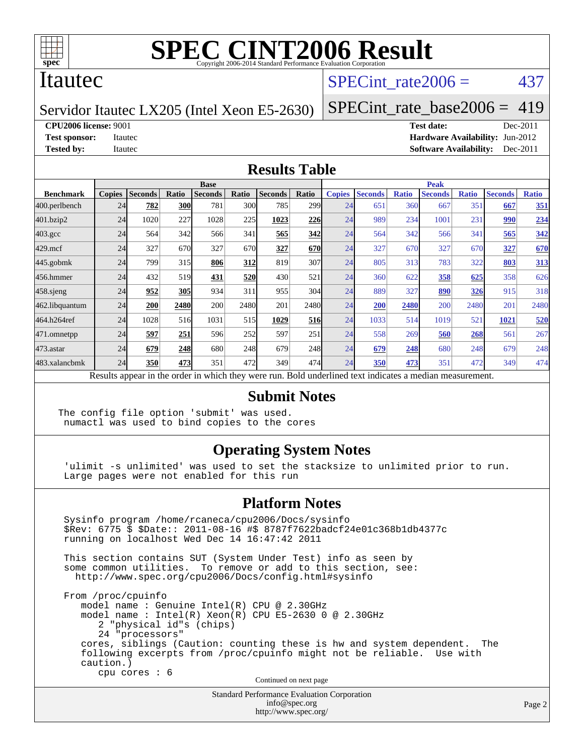# SPEC CINT2006 Result

Copyright 2006-2014 Standard Performance Evaluation Corporation

## Itautec

Servidor Itautec LX205 (Intel Xeon E5-2630)

SPECint_rate2006 = 437

SPECint_rate_base2006 = 419

**CPU2006 license:** 9001
**Test sponsor:** Itautec
**Tested by:** Itautec

**Test date:** Dec-2011
**Hardware Availability:** Jun-2012
**Software Availability:** Dec-2011

## Results Table

| Benchmark | Base | | | | | | | Peak | | | | | | |
|---|---|---|---|---|---|---|---|---|---|---|---|---|---|---|
| | Copies | Seconds | Ratio | Seconds | Ratio | Seconds | Ratio | Copies | Seconds | Ratio | Seconds | Ratio | Seconds | Ratio |
| 400.perlbench | 24 | **782** | **300** | 781 | 300 | 785 | 299 | 24 | 651 | 360 | 667 | 351 | **667** | **351** |
| 401.bzip2 | 24 | 1020 | 227 | 1028 | 225 | **1023** | **226** | 24 | 989 | 234 | 1001 | 231 | **990** | **234** |
| 403.gcc | 24 | 564 | 342 | 566 | 341 | **565** | **342** | 24 | 564 | 342 | 566 | 341 | **565** | **342** |
| 429.mcf | 24 | 327 | 670 | 327 | 670 | **327** | **670** | 24 | 327 | 670 | 327 | 670 | **327** | **670** |
| 445.gobmk | 24 | 799 | 315 | **806** | **312** | 819 | 307 | 24 | 805 | 313 | 783 | 322 | **803** | **313** |
| 456.hmmer | 24 | 432 | 519 | **431** | **520** | 430 | 521 | 24 | 360 | 622 | **358** | **625** | 358 | 626 |
| 458.sjeng | 24 | **952** | **305** | 934 | 311 | 955 | 304 | 24 | 889 | 327 | **890** | **326** | 915 | 318 |
| 462.libquantum | 24 | **200** | **2480** | 200 | 2480 | 201 | 2480 | 24 | **200** | **2480** | 200 | 2480 | 201 | 2480 |
| 464.h264ref | 24 | 1028 | 516 | 1031 | 515 | **1029** | **516** | 24 | 1033 | 514 | 1019 | 521 | **1021** | **520** |
| 471.omnetpp | 24 | **597** | **251** | 596 | 252 | 597 | 251 | 24 | 558 | 269 | **560** | **268** | 561 | 267 |
| 473.astar | 24 | **679** | **248** | 680 | 248 | 679 | 248 | 24 | **679** | **248** | 680 | 248 | 679 | 248 |
| 483.xalancbmk | 24 | **350** | **473** | 351 | 472 | 349 | 474 | 24 | **350** | **473** | 351 | 472 | 349 | 474 |

Results appear in the order in which they were run. Bold underlined text indicates a median measurement.

## Submit Notes

```
The config file option 'submit' was used.
 numactl was used to bind copies to the cores
```

## Operating System Notes

```
'ulimit -s unlimited' was used to set the stacksize to unlimited prior to run.
Large pages were not enabled for this run
```

## Platform Notes

```
Sysinfo program /home/rcaneca/cpu2006/Docs/sysinfo
$Rev: 6775 $ $Date:: 2011-08-16 #$ 8787f7622badcf24e01c368b1db4377c
running on localhost Wed Dec 14 16:47:42 2011

This section contains SUT (System Under Test) info as seen by
some common utilities.  To remove or add to this section, see:
  http://www.spec.org/cpu2006/Docs/config.html#sysinfo

From /proc/cpuinfo
   model name : Genuine Intel(R) CPU @ 2.30GHz
   model name : Intel(R) Xeon(R) CPU E5-2630 0 @ 2.30GHz
      2 "physical id"s (chips)
      24 "processors"
   cores, siblings (Caution: counting these is hw and system dependent.  The
   following excerpts from /proc/cpuinfo might not be reliable.  Use with
   caution.)
      cpu cores : 6
```

Continued on next page

Standard Performance Evaluation Corporation
info@spec.org
http://www.spec.org/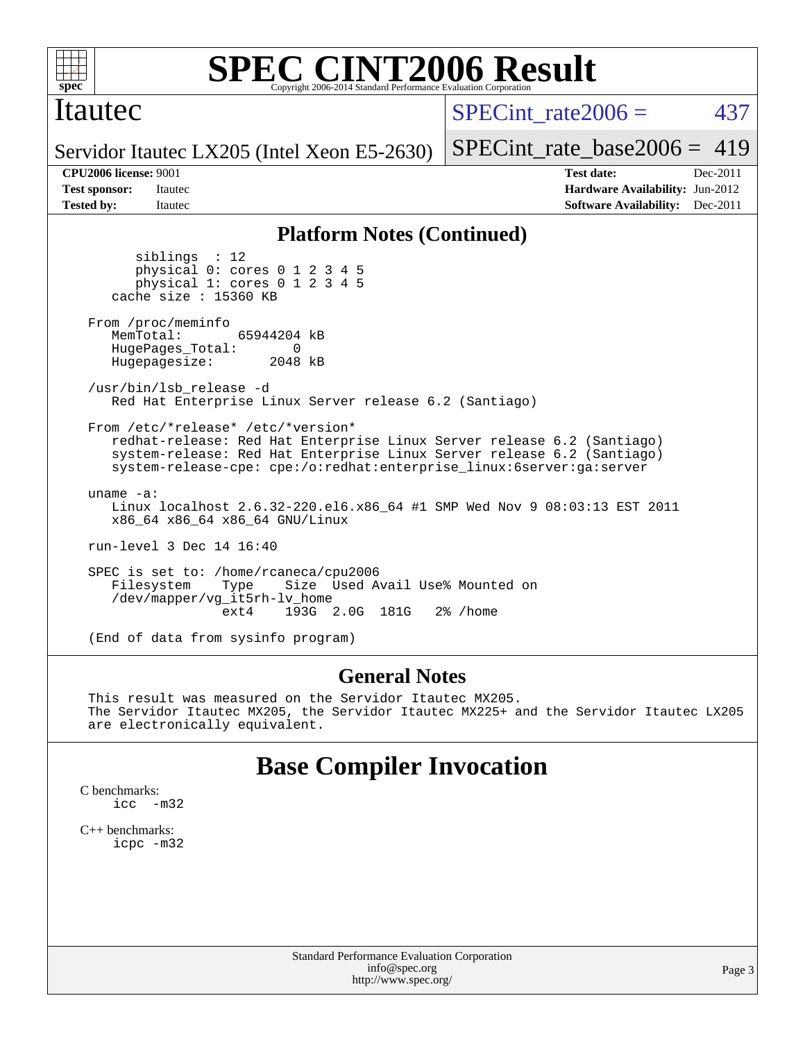# SPEC CINT2006 Result

Copyright 2006-2014 Standard Performance Evaluation Corporation

## Itautec

Servidor Itautec LX205 (Intel Xeon E5-2630)

SPECint_rate2006 = 437

SPECint_rate_base2006 = 419

**CPU2006 license:** 9001
**Test sponsor:** Itautec
**Tested by:** Itautec

**Test date:** Dec-2011
**Hardware Availability:** Jun-2012
**Software Availability:** Dec-2011

### Platform Notes (Continued)

```
        siblings  : 12
        physical 0: cores 0 1 2 3 4 5
        physical 1: cores 0 1 2 3 4 5
     cache size : 15360 KB

  From /proc/meminfo
     MemTotal:       65944204 kB
     HugePages_Total:       0
     Hugepagesize:       2048 kB

  /usr/bin/lsb_release -d
     Red Hat Enterprise Linux Server release 6.2 (Santiago)

  From /etc/*release* /etc/*version*
     redhat-release: Red Hat Enterprise Linux Server release 6.2 (Santiago)
     system-release: Red Hat Enterprise Linux Server release 6.2 (Santiago)
     system-release-cpe: cpe:/o:redhat:enterprise_linux:6server:ga:server

  uname -a:
     Linux localhost 2.6.32-220.el6.x86_64 #1 SMP Wed Nov 9 08:03:13 EST 2011
     x86_64 x86_64 x86_64 GNU/Linux

  run-level 3 Dec 14 16:40

  SPEC is set to: /home/rcaneca/cpu2006
     Filesystem    Type    Size  Used Avail Use% Mounted on
     /dev/mapper/vg_it5rh-lv_home
                   ext4    193G  2.0G  181G   2% /home

  (End of data from sysinfo program)
```

### General Notes

```
  This result was measured on the Servidor Itautec MX205.
  The Servidor Itautec MX205, the Servidor Itautec MX225+ and the Servidor Itautec LX205
  are electronically equivalent.
```

## Base Compiler Invocation

C benchmarks:
```
icc   -m32
```

C++ benchmarks:
```
icpc -m32
```

Standard Performance Evaluation Corporation
info@spec.org
http://www.spec.org/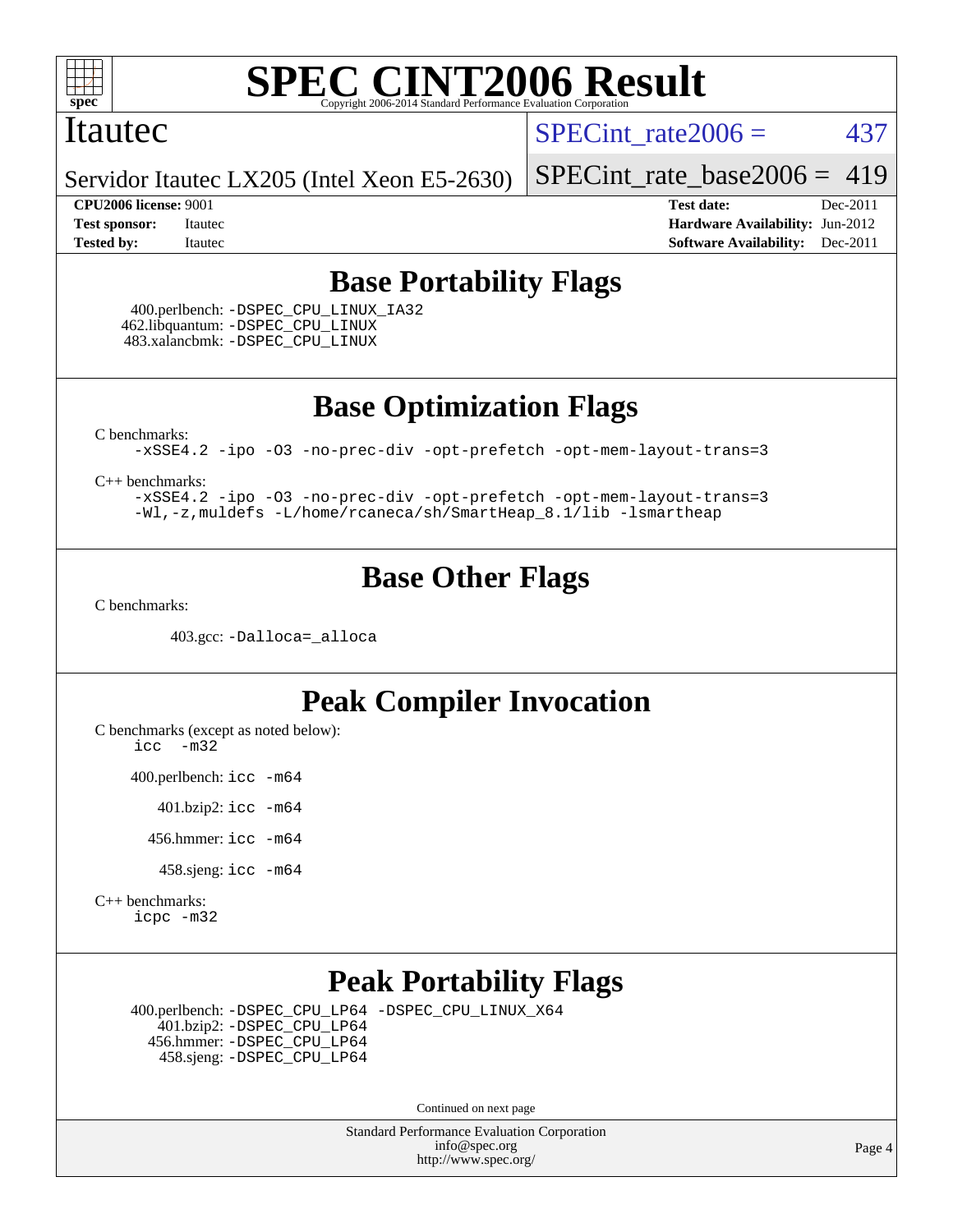# SPEC CINT2006 Result

Itautec

Servidor Itautec LX205 (Intel Xeon E5-2630)

SPECint_rate2006 = 437

SPECint_rate_base2006 = 419

**CPU2006 license:** 9001
**Test sponsor:** Itautec
**Tested by:** Itautec

**Test date:** Dec-2011
**Hardware Availability:** Jun-2012
**Software Availability:** Dec-2011

## Base Portability Flags

400.perlbench: `-DSPEC_CPU_LINUX_IA32`
462.libquantum: `-DSPEC_CPU_LINUX`
483.xalancbmk: `-DSPEC_CPU_LINUX`

## Base Optimization Flags

C benchmarks:
`-xSSE4.2 -ipo -O3 -no-prec-div -opt-prefetch -opt-mem-layout-trans=3`

C++ benchmarks:
`-xSSE4.2 -ipo -O3 -no-prec-div -opt-prefetch -opt-mem-layout-trans=3`
`-Wl,-z,muldefs -L/home/rcaneca/sh/SmartHeap_8.1/lib -lsmartheap`

## Base Other Flags

C benchmarks:

403.gcc: `-Dalloca=_alloca`

## Peak Compiler Invocation

C benchmarks (except as noted below):
`icc -m32`

400.perlbench: `icc -m64`

401.bzip2: `icc -m64`

456.hmmer: `icc -m64`

458.sjeng: `icc -m64`

C++ benchmarks:
`icpc -m32`

## Peak Portability Flags

400.perlbench: `-DSPEC_CPU_LP64 -DSPEC_CPU_LINUX_X64`
401.bzip2: `-DSPEC_CPU_LP64`
456.hmmer: `-DSPEC_CPU_LP64`
458.sjeng: `-DSPEC_CPU_LP64`

Continued on next page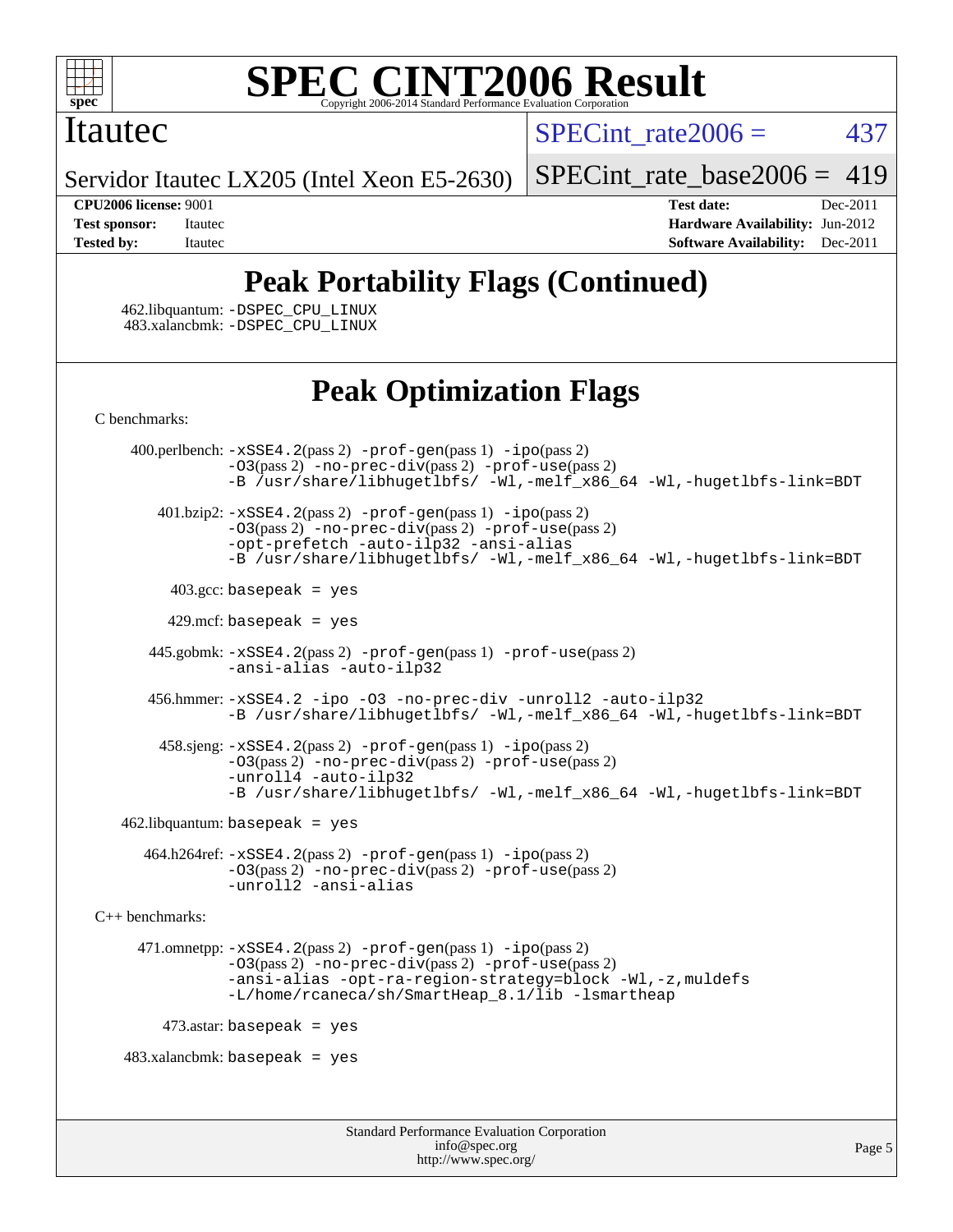# SPEC CINT2006 Result

Itautec

Servidor Itautec LX205 (Intel Xeon E5-2630)

SPECint_rate2006 = 437

SPECint_rate_base2006 = 419

**CPU2006 license:** 9001
**Test sponsor:** Itautec
**Tested by:** Itautec

**Test date:** Dec-2011
**Hardware Availability:** Jun-2012
**Software Availability:** Dec-2011

## Peak Portability Flags (Continued)

462.libquantum: -DSPEC_CPU_LINUX
483.xalancbmk: -DSPEC_CPU_LINUX

## Peak Optimization Flags

C benchmarks:

400.perlbench: -xSSE4.2(pass 2) -prof-gen(pass 1) -ipo(pass 2) -O3(pass 2) -no-prec-div(pass 2) -prof-use(pass 2) -B /usr/share/libhugetlbfs/ -Wl,-melf_x86_64 -Wl,-hugetlbfs-link=BDT

401.bzip2: -xSSE4.2(pass 2) -prof-gen(pass 1) -ipo(pass 2) -O3(pass 2) -no-prec-div(pass 2) -prof-use(pass 2) -opt-prefetch -auto-ilp32 -ansi-alias -B /usr/share/libhugetlbfs/ -Wl,-melf_x86_64 -Wl,-hugetlbfs-link=BDT

403.gcc: basepeak = yes

429.mcf: basepeak = yes

445.gobmk: -xSSE4.2(pass 2) -prof-gen(pass 1) -prof-use(pass 2) -ansi-alias -auto-ilp32

456.hmmer: -xSSE4.2 -ipo -O3 -no-prec-div -unroll2 -auto-ilp32 -B /usr/share/libhugetlbfs/ -Wl,-melf_x86_64 -Wl,-hugetlbfs-link=BDT

458.sjeng: -xSSE4.2(pass 2) -prof-gen(pass 1) -ipo(pass 2) -O3(pass 2) -no-prec-div(pass 2) -prof-use(pass 2) -unroll4 -auto-ilp32 -B /usr/share/libhugetlbfs/ -Wl,-melf_x86_64 -Wl,-hugetlbfs-link=BDT

462.libquantum: basepeak = yes

464.h264ref: -xSSE4.2(pass 2) -prof-gen(pass 1) -ipo(pass 2) -O3(pass 2) -no-prec-div(pass 2) -prof-use(pass 2) -unroll2 -ansi-alias

C++ benchmarks:

471.omnetpp: -xSSE4.2(pass 2) -prof-gen(pass 1) -ipo(pass 2) -O3(pass 2) -no-prec-div(pass 2) -prof-use(pass 2) -ansi-alias -opt-ra-region-strategy=block -Wl,-z,muldefs -L/home/rcaneca/sh/SmartHeap_8.1/lib -lsmartheap

473.astar: basepeak = yes

483.xalancbmk: basepeak = yes

Standard Performance Evaluation Corporation
info@spec.org
http://www.spec.org/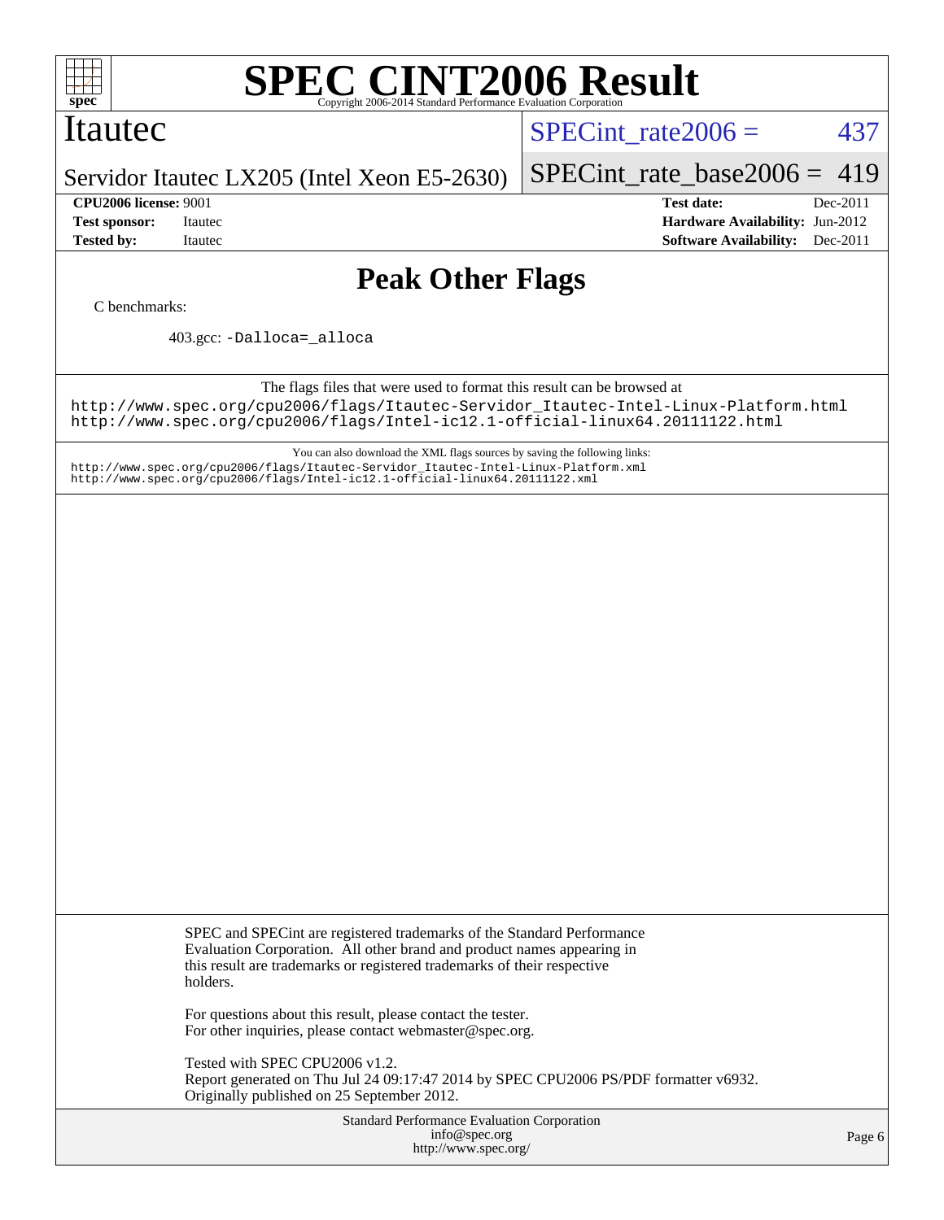# SPEC CINT2006 Result

Copyright 2006-2014 Standard Performance Evaluation Corporation

## Itautec

Servidor Itautec LX205 (Intel Xeon E5-2630)

SPECint_rate2006 = 437

SPECint_rate_base2006 = 419

| | | | |
|---|---|---|---|
| **CPU2006 license:** 9001 | | **Test date:** | Dec-2011 |
| **Test sponsor:** | Itautec | **Hardware Availability:** | Jun-2012 |
| **Tested by:** | Itautec | **Software Availability:** | Dec-2011 |

## Peak Other Flags

C benchmarks:

403.gcc: -Dalloca=_alloca

The flags files that were used to format this result can be browsed at
http://www.spec.org/cpu2006/flags/Itautec-Servidor_Itautec-Intel-Linux-Platform.html
http://www.spec.org/cpu2006/flags/Intel-ic12.1-official-linux64.20111122.html

You can also download the XML flags sources by saving the following links:
http://www.spec.org/cpu2006/flags/Itautec-Servidor_Itautec-Intel-Linux-Platform.xml
http://www.spec.org/cpu2006/flags/Intel-ic12.1-official-linux64.20111122.xml

SPEC and SPECint are registered trademarks of the Standard Performance Evaluation Corporation. All other brand and product names appearing in this result are trademarks or registered trademarks of their respective holders.

For questions about this result, please contact the tester.
For other inquiries, please contact webmaster@spec.org.

Tested with SPEC CPU2006 v1.2.
Report generated on Thu Jul 24 09:17:47 2014 by SPEC CPU2006 PS/PDF formatter v6932.
Originally published on 25 September 2012.

Standard Performance Evaluation Corporation
info@spec.org
http://www.spec.org/